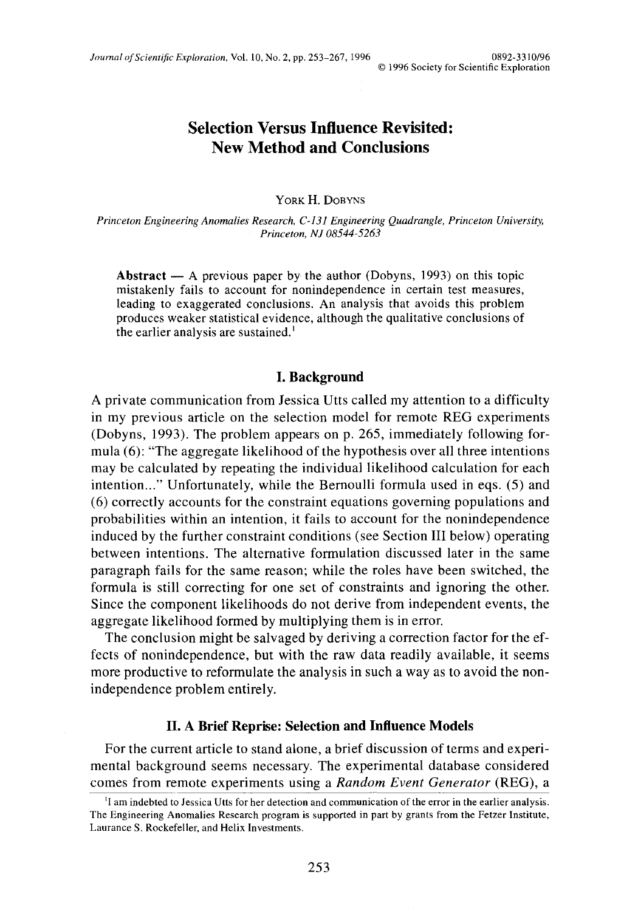# Selection Versus Influence Revisited: New Method and Conclusions

YORK H. DOBYNS

*Princeton Engineering Anomalies Research, C-131 Engineering Quadrangle, Princeton University, Princeton, NJ 08544-5263*

**Abstract** — A previous paper by the author (Dobyns, 1993) on this topic mistakenly fails to account for nonindependence in certain test measures, leading to exaggerated conclusions. An analysis that avoids this problem produces weaker statistical evidence, although the qualitative conclusions of the earlier analysis are sustained.[1]

## I. Background

A private communication from Jessica Utts called my attention to a difficulty in my previous article on the selection model for remote REG experiments (Dobyns, 1993). The problem appears on p. 265, immediately following formula (6): "The aggregate likelihood of the hypothesis over all three intentions may be calculated by repeating the individual likelihood calculation for each intention..." Unfortunately, while the Bernoulli formula used in eqs. (5) and (6) correctly accounts for the constraint equations governing populations and probabilities within an intention, it fails to account for the nonindependence induced by the further constraint conditions (see Section III below) operating between intentions. The alternative formulation discussed later in the same paragraph fails for the same reason; while the roles have been switched, the formula is still correcting for one set of constraints and ignoring the other. Since the component likelihoods do not derive from independent events, the aggregate likelihood formed by multiplying them is in error.

The conclusion might be salvaged by deriving a correction factor for the effects of nonindependence, but with the raw data readily available, it seems more productive to reformulate the analysis in such a way as to avoid the nonindependence problem entirely.

## II. A Brief Reprise: Selection and Influence Models

For the current article to stand alone, a brief discussion of terms and experimental background seems necessary. The experimental database considered comes from remote experiments using a *Random Event Generator* (REG), a

[1] I am indebted to Jessica Utts for her detection and communication of the error in the earlier analysis. The Engineering Anomalies Research program is supported in part by grants from the Fetzer Institute, Laurance S. Rockefeller, and Helix Investments.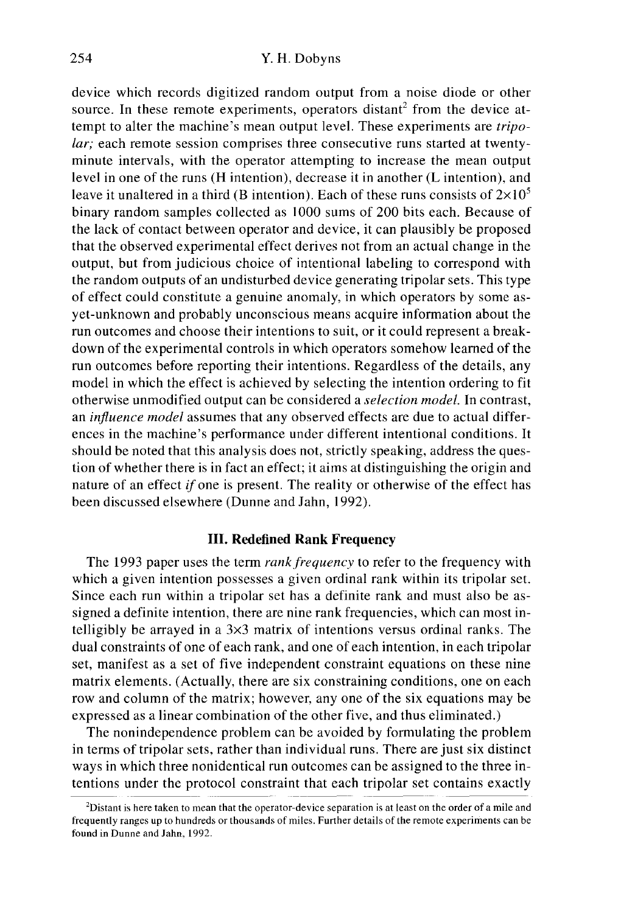device which records digitized random output from a noise diode or other source. In these remote experiments, operators distant[2] from the device attempt to alter the machine's mean output level. These experiments are *tripolar;* each remote session comprises three consecutive runs started at twenty-minute intervals, with the operator attempting to increase the mean output level in one of the runs (H intention), decrease it in another (L intention), and leave it unaltered in a third (B intention). Each of these runs consists of $2\times10^5$ binary random samples collected as 1000 sums of 200 bits each. Because of the lack of contact between operator and device, it can plausibly be proposed that the observed experimental effect derives not from an actual change in the output, but from judicious choice of intentional labeling to correspond with the random outputs of an undisturbed device generating tripolar sets. This type of effect could constitute a genuine anomaly, in which operators by some as-yet-unknown and probably unconscious means acquire information about the run outcomes and choose their intentions to suit, or it could represent a breakdown of the experimental controls in which operators somehow learned of the run outcomes before reporting their intentions. Regardless of the details, any model in which the effect is achieved by selecting the intention ordering to fit otherwise unmodified output can be considered a *selection model.* In contrast, an *influence model* assumes that any observed effects are due to actual differences in the machine's performance under different intentional conditions. It should be noted that this analysis does not, strictly speaking, address the question of whether there is in fact an effect; it aims at distinguishing the origin and nature of an effect *if* one is present. The reality or otherwise of the effect has been discussed elsewhere (Dunne and Jahn, 1992).

## III. Redefined Rank Frequency

The 1993 paper uses the term *rank frequency* to refer to the frequency with which a given intention possesses a given ordinal rank within its tripolar set. Since each run within a tripolar set has a definite rank and must also be assigned a definite intention, there are nine rank frequencies, which can most intelligibly be arrayed in a 3×3 matrix of intentions versus ordinal ranks. The dual constraints of one of each rank, and one of each intention, in each tripolar set, manifest as a set of five independent constraint equations on these nine matrix elements. (Actually, there are six constraining conditions, one on each row and column of the matrix; however, any one of the six equations may be expressed as a linear combination of the other five, and thus eliminated.)

The nonindependence problem can be avoided by formulating the problem in terms of tripolar sets, rather than individual runs. There are just six distinct ways in which three nonidentical run outcomes can be assigned to the three intentions under the protocol constraint that each tripolar set contains exactly

[2]Distant is here taken to mean that the operator-device separation is at least on the order of a mile and frequently ranges up to hundreds or thousands of miles. Further details of the remote experiments can be found in Dunne and Jahn, 1992.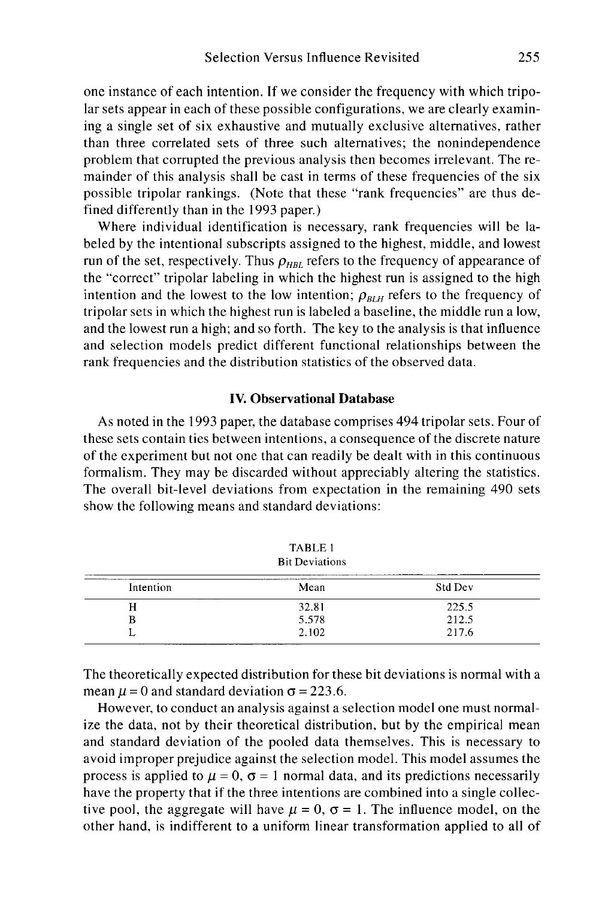one instance of each intention. If we consider the frequency with which tripolar sets appear in each of these possible configurations, we are clearly examining a single set of six exhaustive and mutually exclusive alternatives, rather than three correlated sets of three such alternatives; the nonindependence problem that corrupted the previous analysis then becomes irrelevant. The remainder of this analysis shall be cast in terms of these frequencies of the six possible tripolar rankings. (Note that these "rank frequencies" are thus defined differently than in the 1993 paper.)

Where individual identification is necessary, rank frequencies will be labeled by the intentional subscripts assigned to the highest, middle, and lowest run of the set, respectively. Thus $\rho_{HBL}$ refers to the frequency of appearance of the "correct" tripolar labeling in which the highest run is assigned to the high intention and the lowest to the low intention; $\rho_{BLH}$ refers to the frequency of tripolar sets in which the highest run is labeled a baseline, the middle run a low, and the lowest run a high; and so forth. The key to the analysis is that influence and selection models predict different functional relationships between the rank frequencies and the distribution statistics of the observed data.

## IV. Observational Database

As noted in the 1993 paper, the database comprises 494 tripolar sets. Four of these sets contain ties between intentions, a consequence of the discrete nature of the experiment but not one that can readily be dealt with in this continuous formalism. They may be discarded without appreciably altering the statistics. The overall bit-level deviations from expectation in the remaining 490 sets show the following means and standard deviations:

TABLE 1
Bit Deviations

| Intention | Mean | Std Dev |
|---|---|---|
| H | 32.81 | 225.5 |
| B | 5.578 | 212.5 |
| L | 2.102 | 217.6 |

The theoretically expected distribution for these bit deviations is normal with a mean $\mu = 0$ and standard deviation $\sigma = 223.6$.

However, to conduct an analysis against a selection model one must normalize the data, not by their theoretical distribution, but by the empirical mean and standard deviation of the pooled data themselves. This is necessary to avoid improper prejudice against the selection model. This model assumes the process is applied to $\mu = 0$, $\sigma = 1$ normal data, and its predictions necessarily have the property that if the three intentions are combined into a single collective pool, the aggregate will have $\mu = 0$, $\sigma = 1$. The influence model, on the other hand, is indifferent to a uniform linear transformation applied to all of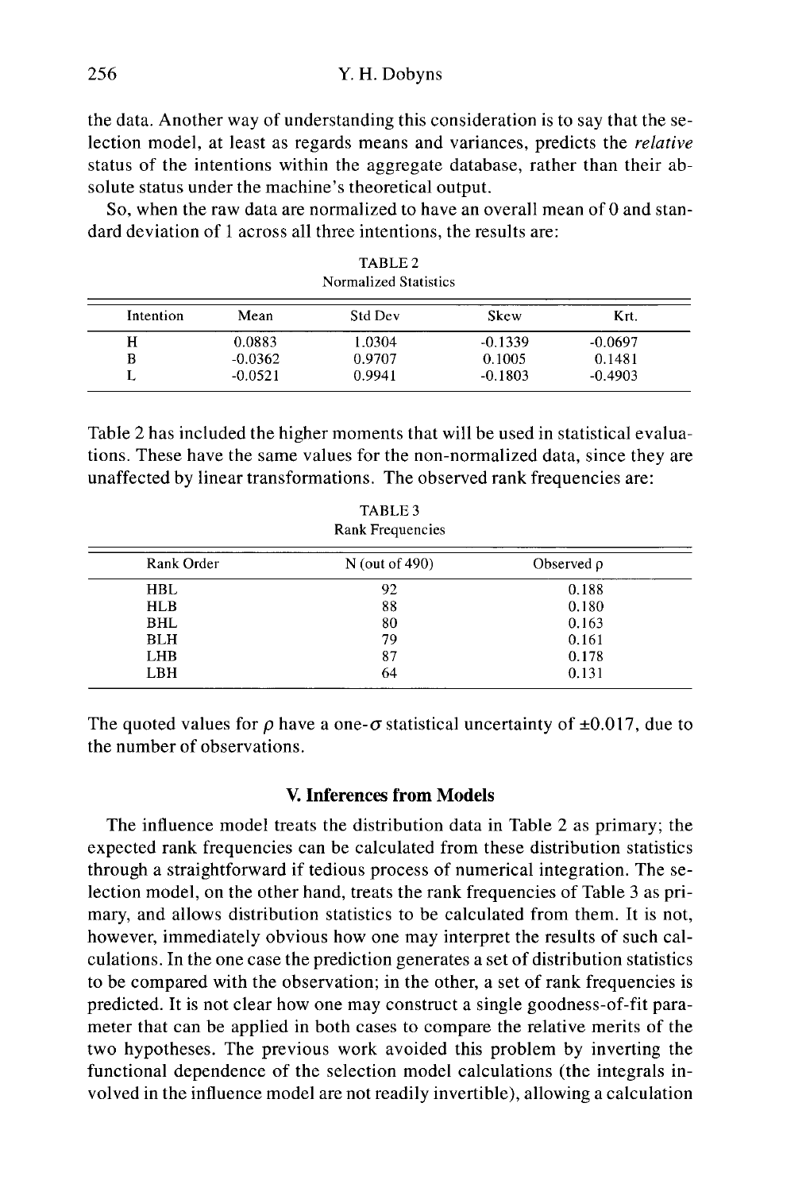the data. Another way of understanding this consideration is to say that the selection model, at least as regards means and variances, predicts the *relative* status of the intentions within the aggregate database, rather than their absolute status under the machine's theoretical output.

So, when the raw data are normalized to have an overall mean of 0 and standard deviation of 1 across all three intentions, the results are:

TABLE 2
Normalized Statistics

| Intention | Mean | Std Dev | Skew | Krt. |
|---|---|---|---|---|
| H | 0.0883 | 1.0304 | -0.1339 | -0.0697 |
| B | -0.0362 | 0.9707 | 0.1005 | 0.1481 |
| L | -0.0521 | 0.9941 | -0.1803 | -0.4903 |

Table 2 has included the higher moments that will be used in statistical evaluations. These have the same values for the non-normalized data, since they are unaffected by linear transformations. The observed rank frequencies are:

TABLE 3
Rank Frequencies

| Rank Order | N (out of 490) | Observed ρ |
|---|---|---|
| HBL | 92 | 0.188 |
| HLB | 88 | 0.180 |
| BHL | 80 | 0.163 |
| BLH | 79 | 0.161 |
| LHB | 87 | 0.178 |
| LBH | 64 | 0.131 |

The quoted values for $\rho$ have a one-$\sigma$ statistical uncertainty of $\pm 0.017$, due to the number of observations.

## V. Inferences from Models

The influence model treats the distribution data in Table 2 as primary; the expected rank frequencies can be calculated from these distribution statistics through a straightforward if tedious process of numerical integration. The selection model, on the other hand, treats the rank frequencies of Table 3 as primary, and allows distribution statistics to be calculated from them. It is not, however, immediately obvious how one may interpret the results of such calculations. In the one case the prediction generates a set of distribution statistics to be compared with the observation; in the other, a set of rank frequencies is predicted. It is not clear how one may construct a single goodness-of-fit parameter that can be applied in both cases to compare the relative merits of the two hypotheses. The previous work avoided this problem by inverting the functional dependence of the selection model calculations (the integrals involved in the influence model are not readily invertible), allowing a calculation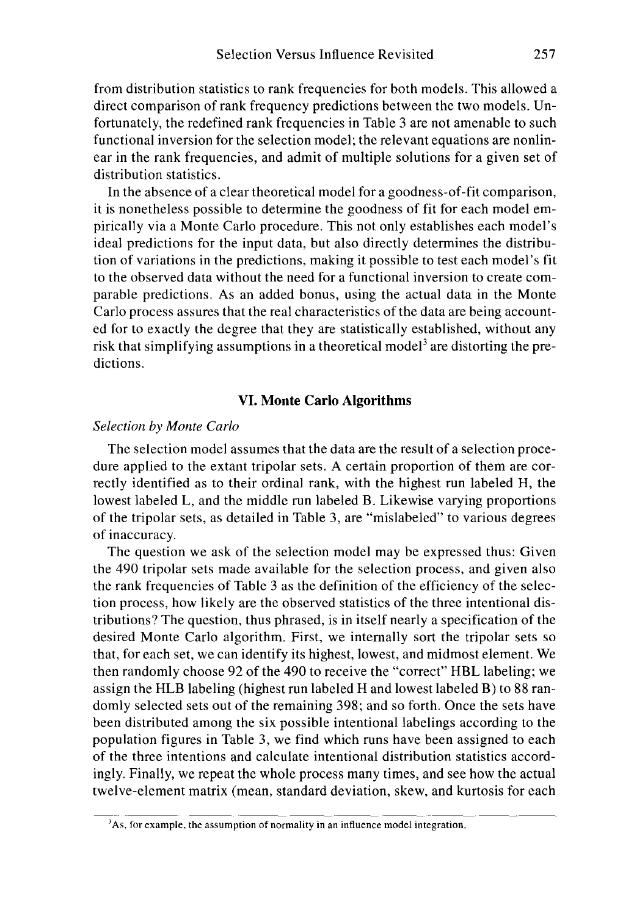from distribution statistics to rank frequencies for both models. This allowed a direct comparison of rank frequency predictions between the two models. Unfortunately, the redefined rank frequencies in Table 3 are not amenable to such functional inversion for the selection model; the relevant equations are nonlinear in the rank frequencies, and admit of multiple solutions for a given set of distribution statistics.

In the absence of a clear theoretical model for a goodness-of-fit comparison, it is nonetheless possible to determine the goodness of fit for each model empirically via a Monte Carlo procedure. This not only establishes each model's ideal predictions for the input data, but also directly determines the distribution of variations in the predictions, making it possible to test each model's fit to the observed data without the need for a functional inversion to create comparable predictions. As an added bonus, using the actual data in the Monte Carlo process assures that the real characteristics of the data are being accounted for to exactly the degree that they are statistically established, without any risk that simplifying assumptions in a theoretical model[3] are distorting the predictions.

## VI. Monte Carlo Algorithms

*Selection by Monte Carlo*

The selection model assumes that the data are the result of a selection procedure applied to the extant tripolar sets. A certain proportion of them are correctly identified as to their ordinal rank, with the highest run labeled H, the lowest labeled L, and the middle run labeled B. Likewise varying proportions of the tripolar sets, as detailed in Table 3, are "mislabeled" to various degrees of inaccuracy.

The question we ask of the selection model may be expressed thus: Given the 490 tripolar sets made available for the selection process, and given also the rank frequencies of Table 3 as the definition of the efficiency of the selection process, how likely are the observed statistics of the three intentional distributions? The question, thus phrased, is in itself nearly a specification of the desired Monte Carlo algorithm. First, we internally sort the tripolar sets so that, for each set, we can identify its highest, lowest, and midmost element. We then randomly choose 92 of the 490 to receive the "correct" HBL labeling; we assign the HLB labeling (highest run labeled H and lowest labeled B) to 88 randomly selected sets out of the remaining 398; and so forth. Once the sets have been distributed among the six possible intentional labelings according to the population figures in Table 3, we find which runs have been assigned to each of the three intentions and calculate intentional distribution statistics accordingly. Finally, we repeat the whole process many times, and see how the actual twelve-element matrix (mean, standard deviation, skew, and kurtosis for each

[3] As, for example, the assumption of normality in an influence model integration.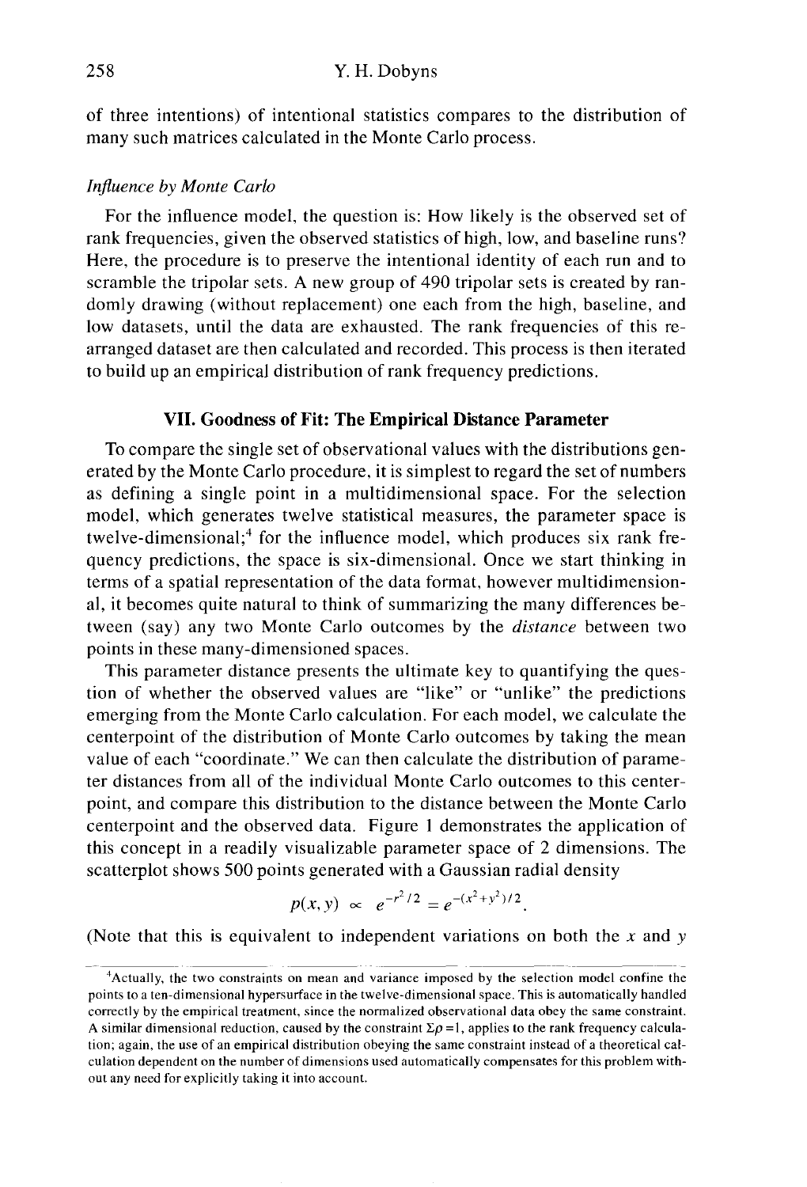of three intentions) of intentional statistics compares to the distribution of many such matrices calculated in the Monte Carlo process.

*Influence by Monte Carlo*

For the influence model, the question is: How likely is the observed set of rank frequencies, given the observed statistics of high, low, and baseline runs? Here, the procedure is to preserve the intentional identity of each run and to scramble the tripolar sets. A new group of 490 tripolar sets is created by randomly drawing (without replacement) one each from the high, baseline, and low datasets, until the data are exhausted. The rank frequencies of this rearranged dataset are then calculated and recorded. This process is then iterated to build up an empirical distribution of rank frequency predictions.

## VII. Goodness of Fit: The Empirical Distance Parameter

To compare the single set of observational values with the distributions generated by the Monte Carlo procedure, it is simplest to regard the set of numbers as defining a single point in a multidimensional space. For the selection model, which generates twelve statistical measures, the parameter space is twelve-dimensional;[4] for the influence model, which produces six rank frequency predictions, the space is six-dimensional. Once we start thinking in terms of a spatial representation of the data format, however multidimensional, it becomes quite natural to think of summarizing the many differences between (say) any two Monte Carlo outcomes by the *distance* between two points in these many-dimensioned spaces.

This parameter distance presents the ultimate key to quantifying the question of whether the observed values are "like" or "unlike" the predictions emerging from the Monte Carlo calculation. For each model, we calculate the centerpoint of the distribution of Monte Carlo outcomes by taking the mean value of each "coordinate." We can then calculate the distribution of parameter distances from all of the individual Monte Carlo outcomes to this centerpoint, and compare this distribution to the distance between the Monte Carlo centerpoint and the observed data. Figure 1 demonstrates the application of this concept in a readily visualizable parameter space of 2 dimensions. The scatterplot shows 500 points generated with a Gaussian radial density

$$p(x, y) \propto e^{-r^2/2} = e^{-(x^2+y^2)/2}.$$

(Note that this is equivalent to independent variations on both the $x$ and $y$

---

[4] Actually, the two constraints on mean and variance imposed by the selection model confine the points to a ten-dimensional hypersurface in the twelve-dimensional space. This is automatically handled correctly by the empirical treatment, since the normalized observational data obey the same constraint. A similar dimensional reduction, caused by the constraint $\Sigma p = 1$, applies to the rank frequency calculation; again, the use of an empirical distribution obeying the same constraint instead of a theoretical calculation dependent on the number of dimensions used automatically compensates for this problem without any need for explicitly taking it into account.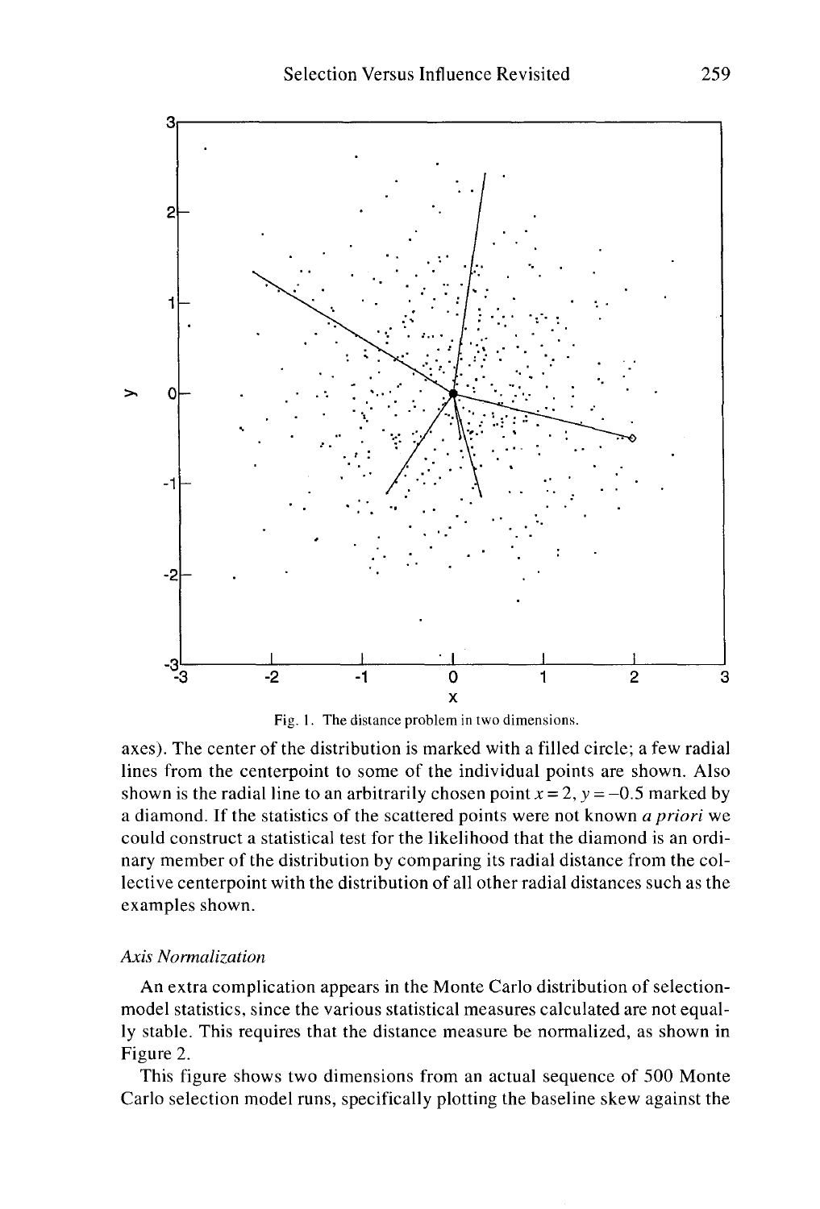Fig. 1. The distance problem in two dimensions.

axes). The center of the distribution is marked with a filled circle; a few radial lines from the centerpoint to some of the individual points are shown. Also shown is the radial line to an arbitrarily chosen point $x = 2$, $y = -0.5$ marked by a diamond. If the statistics of the scattered points were not known *a priori* we could construct a statistical test for the likelihood that the diamond is an ordinary member of the distribution by comparing its radial distance from the collective centerpoint with the distribution of all other radial distances such as the examples shown.

### *Axis Normalization*

An extra complication appears in the Monte Carlo distribution of selection-model statistics, since the various statistical measures calculated are not equally stable. This requires that the distance measure be normalized, as shown in Figure 2.

This figure shows two dimensions from an actual sequence of 500 Monte Carlo selection model runs, specifically plotting the baseline skew against the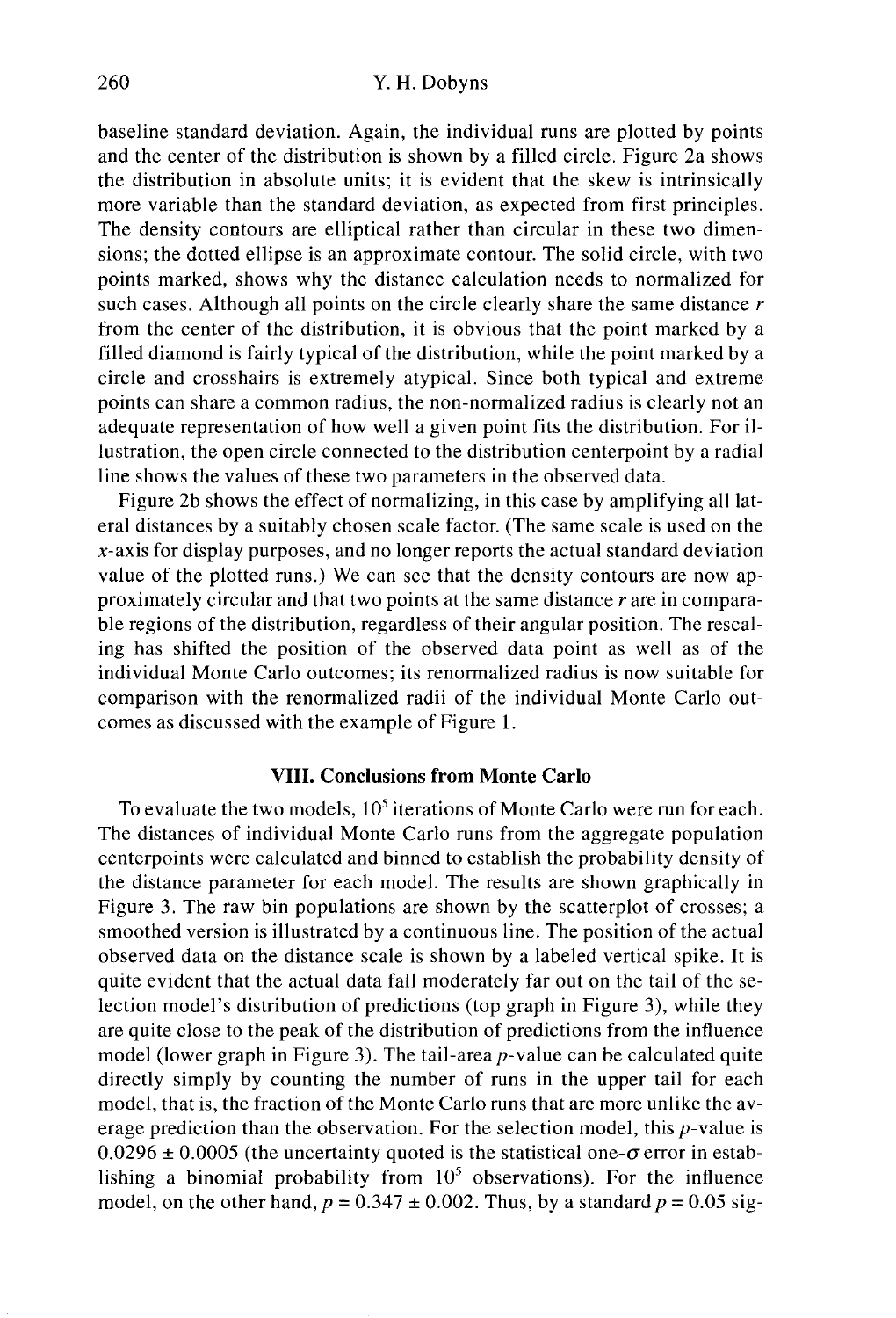baseline standard deviation. Again, the individual runs are plotted by points and the center of the distribution is shown by a filled circle. Figure 2a shows the distribution in absolute units; it is evident that the skew is intrinsically more variable than the standard deviation, as expected from first principles. The density contours are elliptical rather than circular in these two dimensions; the dotted ellipse is an approximate contour. The solid circle, with two points marked, shows why the distance calculation needs to normalized for such cases. Although all points on the circle clearly share the same distance $r$ from the center of the distribution, it is obvious that the point marked by a filled diamond is fairly typical of the distribution, while the point marked by a circle and crosshairs is extremely atypical. Since both typical and extreme points can share a common radius, the non-normalized radius is clearly not an adequate representation of how well a given point fits the distribution. For illustration, the open circle connected to the distribution centerpoint by a radial line shows the values of these two parameters in the observed data.

Figure 2b shows the effect of normalizing, in this case by amplifying all lateral distances by a suitably chosen scale factor. (The same scale is used on the $x$-axis for display purposes, and no longer reports the actual standard deviation value of the plotted runs.) We can see that the density contours are now approximately circular and that two points at the same distance $r$ are in comparable regions of the distribution, regardless of their angular position. The rescaling has shifted the position of the observed data point as well as of the individual Monte Carlo outcomes; its renormalized radius is now suitable for comparison with the renormalized radii of the individual Monte Carlo outcomes as discussed with the example of Figure 1.

## VIII. Conclusions from Monte Carlo

To evaluate the two models, $10^5$ iterations of Monte Carlo were run for each. The distances of individual Monte Carlo runs from the aggregate population centerpoints were calculated and binned to establish the probability density of the distance parameter for each model. The results are shown graphically in Figure 3. The raw bin populations are shown by the scatterplot of crosses; a smoothed version is illustrated by a continuous line. The position of the actual observed data on the distance scale is shown by a labeled vertical spike. It is quite evident that the actual data fall moderately far out on the tail of the selection model's distribution of predictions (top graph in Figure 3), while they are quite close to the peak of the distribution of predictions from the influence model (lower graph in Figure 3). The tail-area $p$-value can be calculated quite directly simply by counting the number of runs in the upper tail for each model, that is, the fraction of the Monte Carlo runs that are more unlike the average prediction than the observation. For the selection model, this $p$-value is $0.0296 \pm 0.0005$ (the uncertainty quoted is the statistical one-$\sigma$ error in establishing a binomial probability from $10^5$ observations). For the influence model, on the other hand, $p = 0.347 \pm 0.002$. Thus, by a standard $p = 0.05$ sig-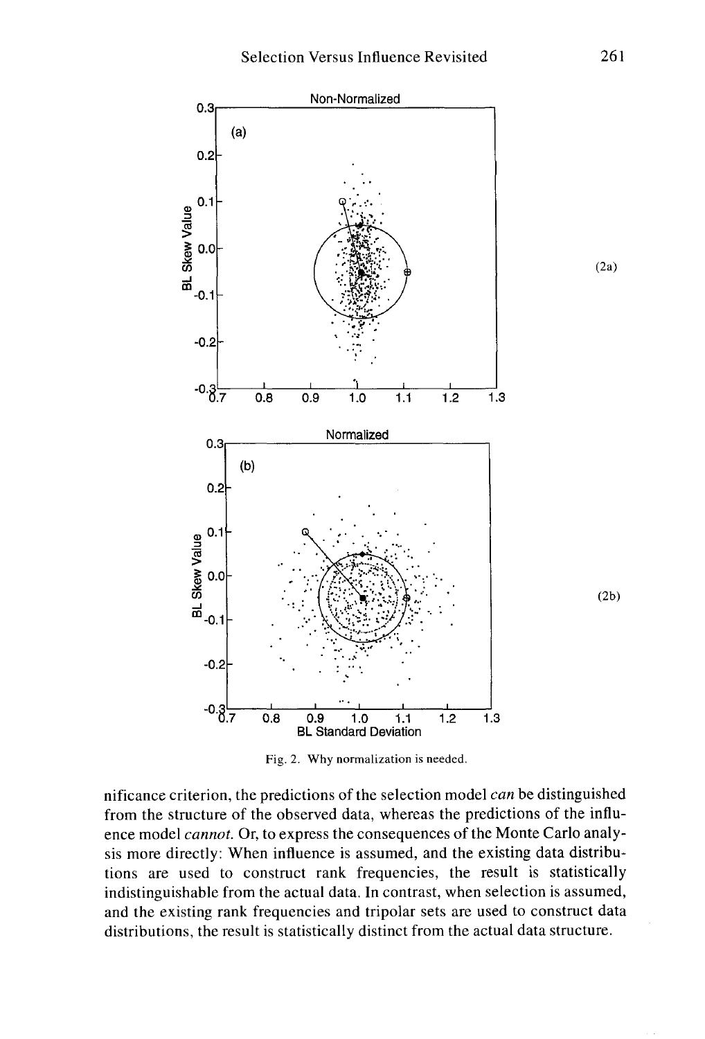Fig. 2. Why normalization is needed.

nificance criterion, the predictions of the selection model *can* be distinguished from the structure of the observed data, whereas the predictions of the influence model *cannot*. Or, to express the consequences of the Monte Carlo analysis more directly: When influence is assumed, and the existing data distributions are used to construct rank frequencies, the result is statistically indistinguishable from the actual data. In contrast, when selection is assumed, and the existing rank frequencies and tripolar sets are used to construct data distributions, the result is statistically distinct from the actual data structure.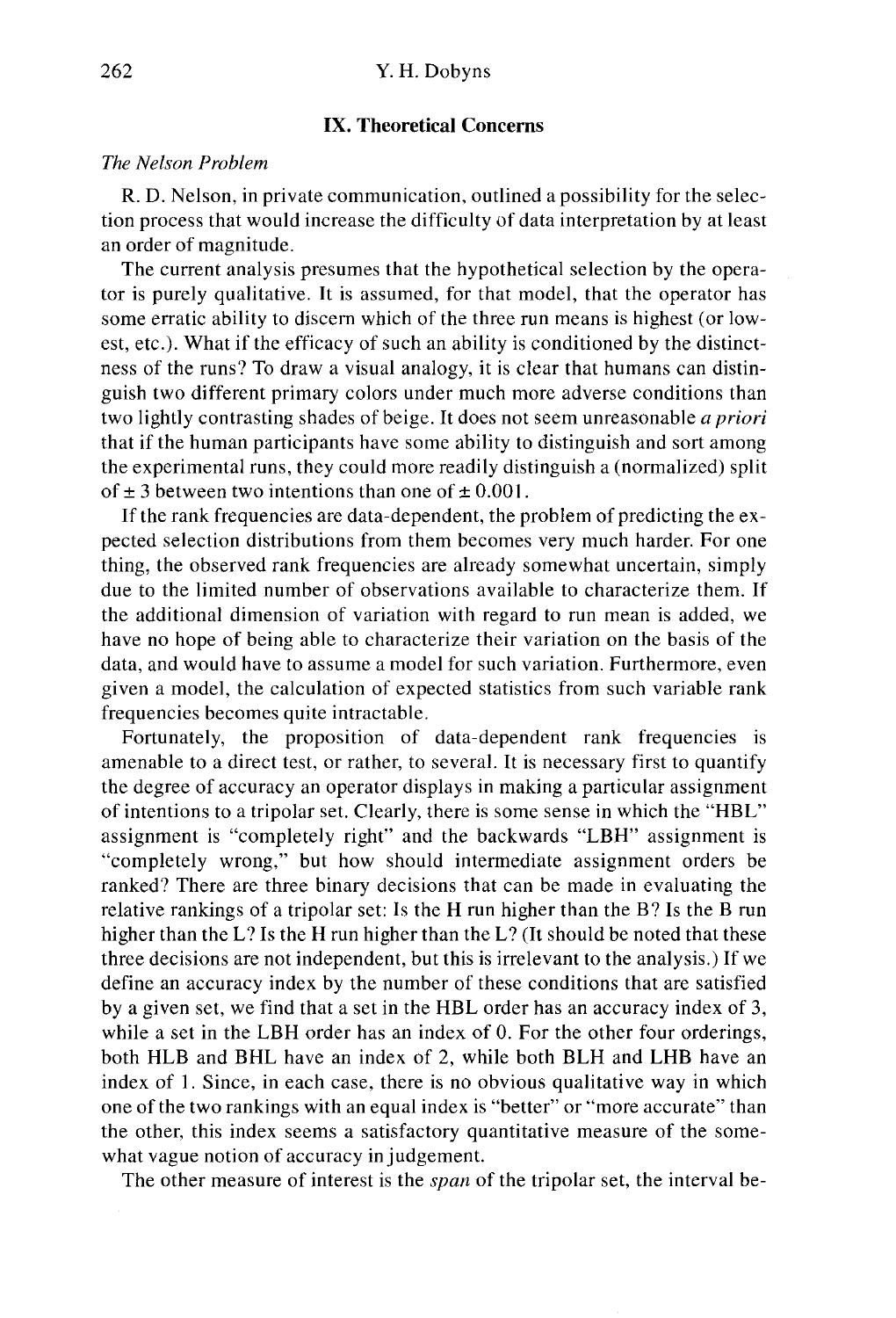## IX. Theoretical Concerns

### *The Nelson Problem*

R. D. Nelson, in private communication, outlined a possibility for the selection process that would increase the difficulty of data interpretation by at least an order of magnitude.

The current analysis presumes that the hypothetical selection by the operator is purely qualitative. It is assumed, for that model, that the operator has some erratic ability to discern which of the three run means is highest (or lowest, etc.). What if the efficacy of such an ability is conditioned by the distinctness of the runs? To draw a visual analogy, it is clear that humans can distinguish two different primary colors under much more adverse conditions than two lightly contrasting shades of beige. It does not seem unreasonable *a priori* that if the human participants have some ability to distinguish and sort among the experimental runs, they could more readily distinguish a (normalized) split of $\pm 3$ between two intentions than one of $\pm 0.001$.

If the rank frequencies are data-dependent, the problem of predicting the expected selection distributions from them becomes very much harder. For one thing, the observed rank frequencies are already somewhat uncertain, simply due to the limited number of observations available to characterize them. If the additional dimension of variation with regard to run mean is added, we have no hope of being able to characterize their variation on the basis of the data, and would have to assume a model for such variation. Furthermore, even given a model, the calculation of expected statistics from such variable rank frequencies becomes quite intractable.

Fortunately, the proposition of data-dependent rank frequencies is amenable to a direct test, or rather, to several. It is necessary first to quantify the degree of accuracy an operator displays in making a particular assignment of intentions to a tripolar set. Clearly, there is some sense in which the "HBL" assignment is "completely right" and the backwards "LBH" assignment is "completely wrong," but how should intermediate assignment orders be ranked? There are three binary decisions that can be made in evaluating the relative rankings of a tripolar set: Is the H run higher than the B? Is the B run higher than the L? Is the H run higher than the L? (It should be noted that these three decisions are not independent, but this is irrelevant to the analysis.) If we define an accuracy index by the number of these conditions that are satisfied by a given set, we find that a set in the HBL order has an accuracy index of 3, while a set in the LBH order has an index of 0. For the other four orderings, both HLB and BHL have an index of 2, while both BLH and LHB have an index of 1. Since, in each case, there is no obvious qualitative way in which one of the two rankings with an equal index is "better" or "more accurate" than the other, this index seems a satisfactory quantitative measure of the somewhat vague notion of accuracy in judgement.

The other measure of interest is the *span* of the tripolar set, the interval be-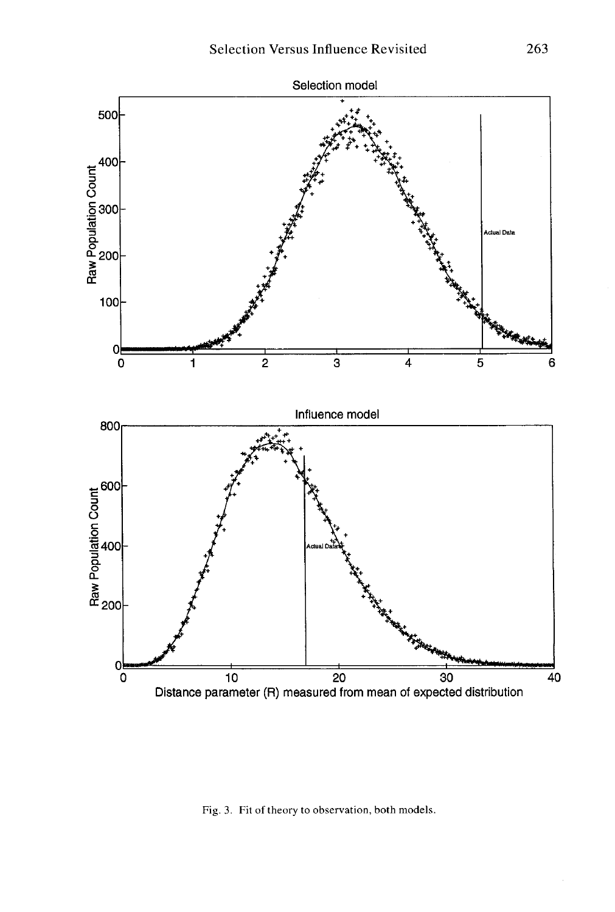Fig. 3. Fit of theory to observation, both models.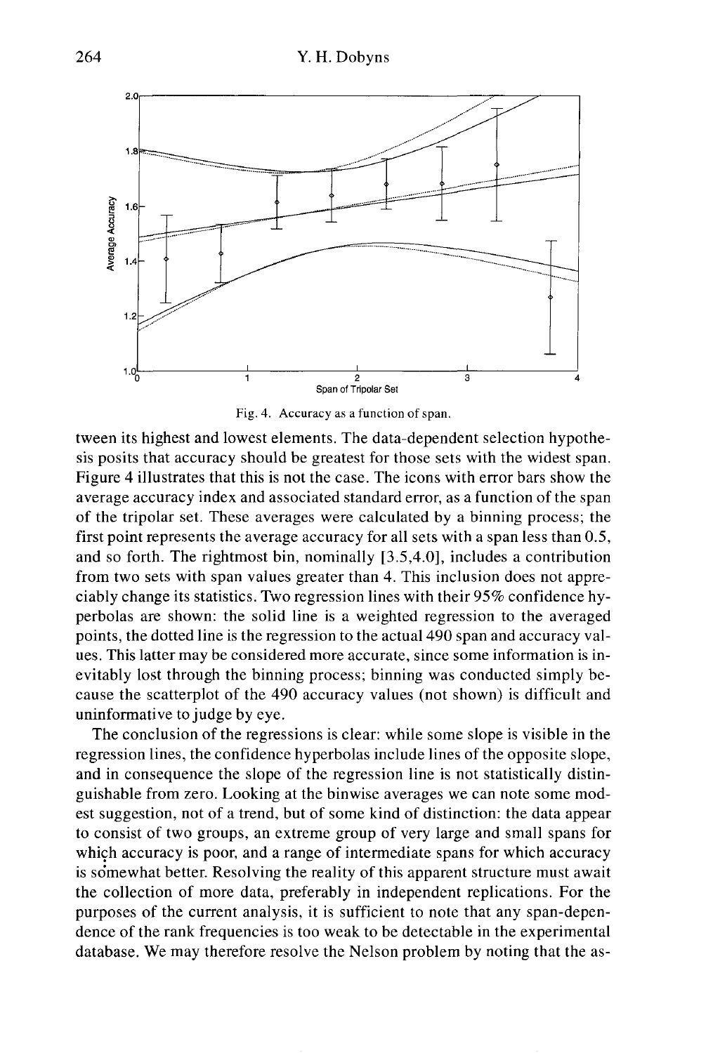Fig. 4. Accuracy as a function of span.

tween its highest and lowest elements. The data-dependent selection hypothesis posits that accuracy should be greatest for those sets with the widest span. Figure 4 illustrates that this is not the case. The icons with error bars show the average accuracy index and associated standard error, as a function of the span of the tripolar set. These averages were calculated by a binning process; the first point represents the average accuracy for all sets with a span less than 0.5, and so forth. The rightmost bin, nominally [3.5,4.0], includes a contribution from two sets with span values greater than 4. This inclusion does not appreciably change its statistics. Two regression lines with their 95% confidence hyperbolas are shown: the solid line is a weighted regression to the averaged points, the dotted line is the regression to the actual 490 span and accuracy values. This latter may be considered more accurate, since some information is inevitably lost through the binning process; binning was conducted simply because the scatterplot of the 490 accuracy values (not shown) is difficult and uninformative to judge by eye.

The conclusion of the regressions is clear: while some slope is visible in the regression lines, the confidence hyperbolas include lines of the opposite slope, and in consequence the slope of the regression line is not statistically distinguishable from zero. Looking at the binwise averages we can note some modest suggestion, not of a trend, but of some kind of distinction: the data appear to consist of two groups, an extreme group of very large and small spans for which accuracy is poor, and a range of intermediate spans for which accuracy is somewhat better. Resolving the reality of this apparent structure must await the collection of more data, preferably in independent replications. For the purposes of the current analysis, it is sufficient to note that any span-dependence of the rank frequencies is too weak to be detectable in the experimental database. We may therefore resolve the Nelson problem by noting that the as-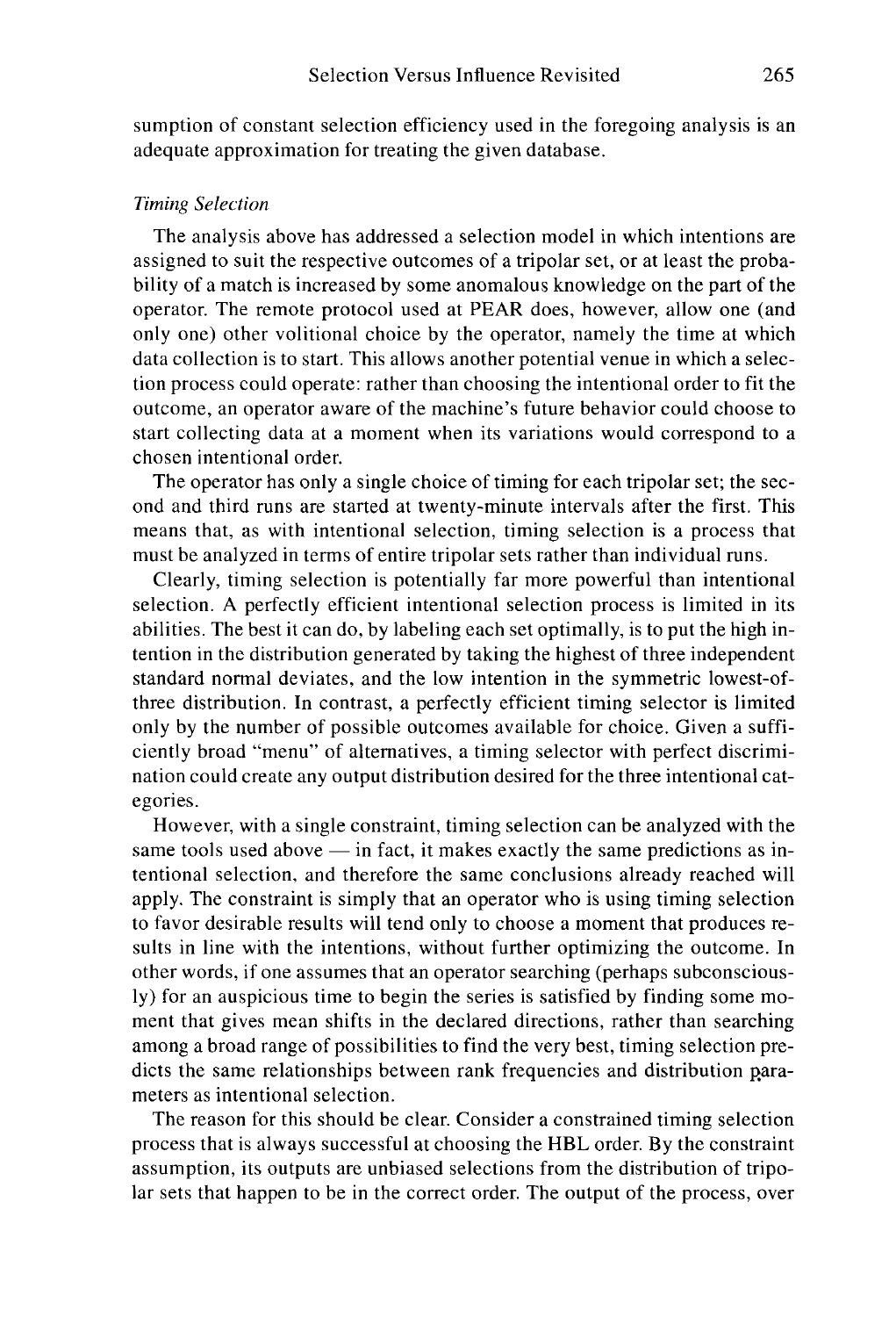sumption of constant selection efficiency used in the foregoing analysis is an adequate approximation for treating the given database.

### *Timing Selection*

The analysis above has addressed a selection model in which intentions are assigned to suit the respective outcomes of a tripolar set, or at least the probability of a match is increased by some anomalous knowledge on the part of the operator. The remote protocol used at PEAR does, however, allow one (and only one) other volitional choice by the operator, namely the time at which data collection is to start. This allows another potential venue in which a selection process could operate: rather than choosing the intentional order to fit the outcome, an operator aware of the machine's future behavior could choose to start collecting data at a moment when its variations would correspond to a chosen intentional order.

The operator has only a single choice of timing for each tripolar set; the second and third runs are started at twenty-minute intervals after the first. This means that, as with intentional selection, timing selection is a process that must be analyzed in terms of entire tripolar sets rather than individual runs.

Clearly, timing selection is potentially far more powerful than intentional selection. A perfectly efficient intentional selection process is limited in its abilities. The best it can do, by labeling each set optimally, is to put the high intention in the distribution generated by taking the highest of three independent standard normal deviates, and the low intention in the symmetric lowest-of-three distribution. In contrast, a perfectly efficient timing selector is limited only by the number of possible outcomes available for choice. Given a sufficiently broad "menu" of alternatives, a timing selector with perfect discrimination could create any output distribution desired for the three intentional categories.

However, with a single constraint, timing selection can be analyzed with the same tools used above — in fact, it makes exactly the same predictions as intentional selection, and therefore the same conclusions already reached will apply. The constraint is simply that an operator who is using timing selection to favor desirable results will tend only to choose a moment that produces results in line with the intentions, without further optimizing the outcome. In other words, if one assumes that an operator searching (perhaps subconsciously) for an auspicious time to begin the series is satisfied by finding some moment that gives mean shifts in the declared directions, rather than searching among a broad range of possibilities to find the very best, timing selection predicts the same relationships between rank frequencies and distribution parameters as intentional selection.

The reason for this should be clear. Consider a constrained timing selection process that is always successful at choosing the HBL order. By the constraint assumption, its outputs are unbiased selections from the distribution of tripolar sets that happen to be in the correct order. The output of the process, over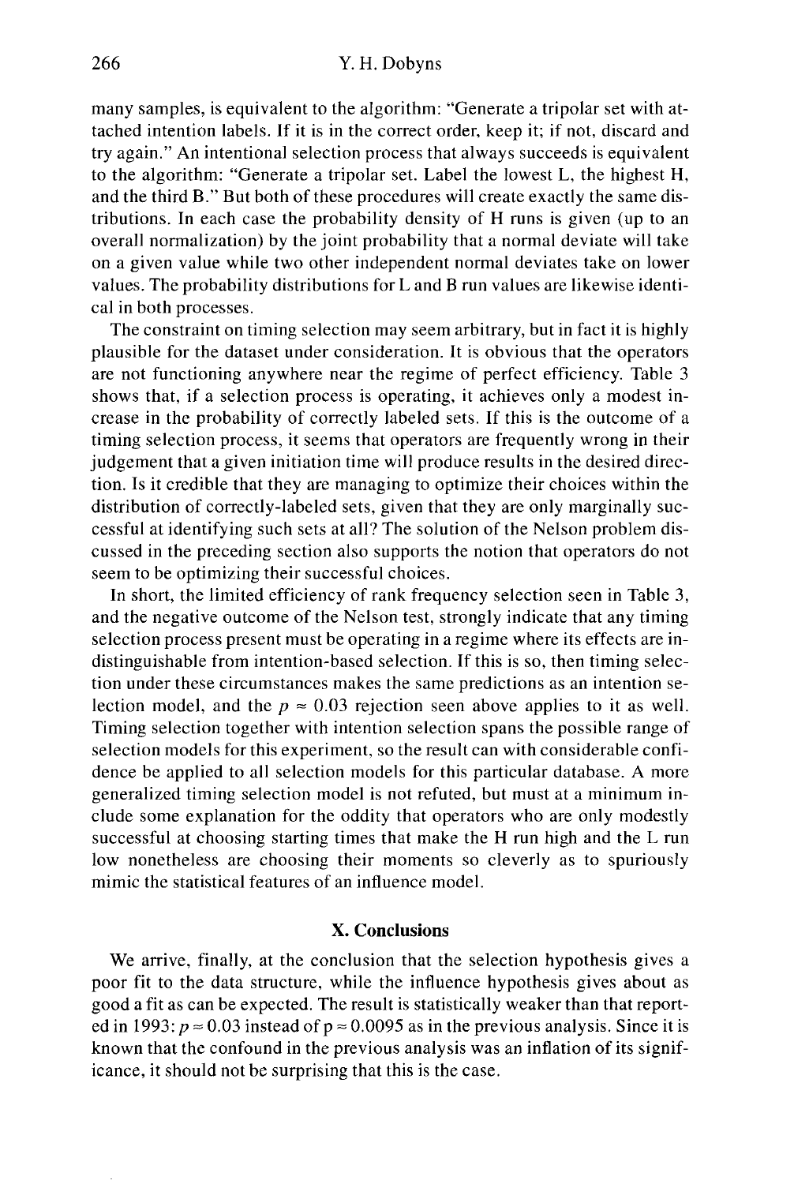many samples, is equivalent to the algorithm: "Generate a tripolar set with attached intention labels. If it is in the correct order, keep it; if not, discard and try again." An intentional selection process that always succeeds is equivalent to the algorithm: "Generate a tripolar set. Label the lowest L, the highest H, and the third B." But both of these procedures will create exactly the same distributions. In each case the probability density of H runs is given (up to an overall normalization) by the joint probability that a normal deviate will take on a given value while two other independent normal deviates take on lower values. The probability distributions for L and B run values are likewise identical in both processes.

The constraint on timing selection may seem arbitrary, but in fact it is highly plausible for the dataset under consideration. It is obvious that the operators are not functioning anywhere near the regime of perfect efficiency. Table 3 shows that, if a selection process is operating, it achieves only a modest increase in the probability of correctly labeled sets. If this is the outcome of a timing selection process, it seems that operators are frequently wrong in their judgement that a given initiation time will produce results in the desired direction. Is it credible that they are managing to optimize their choices within the distribution of correctly-labeled sets, given that they are only marginally successful at identifying such sets at all? The solution of the Nelson problem discussed in the preceding section also supports the notion that operators do not seem to be optimizing their successful choices.

In short, the limited efficiency of rank frequency selection seen in Table 3, and the negative outcome of the Nelson test, strongly indicate that any timing selection process present must be operating in a regime where its effects are indistinguishable from intention-based selection. If this is so, then timing selection under these circumstances makes the same predictions as an intention selection model, and the $p \approx 0.03$ rejection seen above applies to it as well. Timing selection together with intention selection spans the possible range of selection models for this experiment, so the result can with considerable confidence be applied to all selection models for this particular database. A more generalized timing selection model is not refuted, but must at a minimum include some explanation for the oddity that operators who are only modestly successful at choosing starting times that make the H run high and the L run low nonetheless are choosing their moments so cleverly as to spuriously mimic the statistical features of an influence model.

## X. Conclusions

We arrive, finally, at the conclusion that the selection hypothesis gives a poor fit to the data structure, while the influence hypothesis gives about as good a fit as can be expected. The result is statistically weaker than that reported in 1993: $p \approx 0.03$ instead of $p \approx 0.0095$ as in the previous analysis. Since it is known that the confound in the previous analysis was an inflation of its significance, it should not be surprising that this is the case.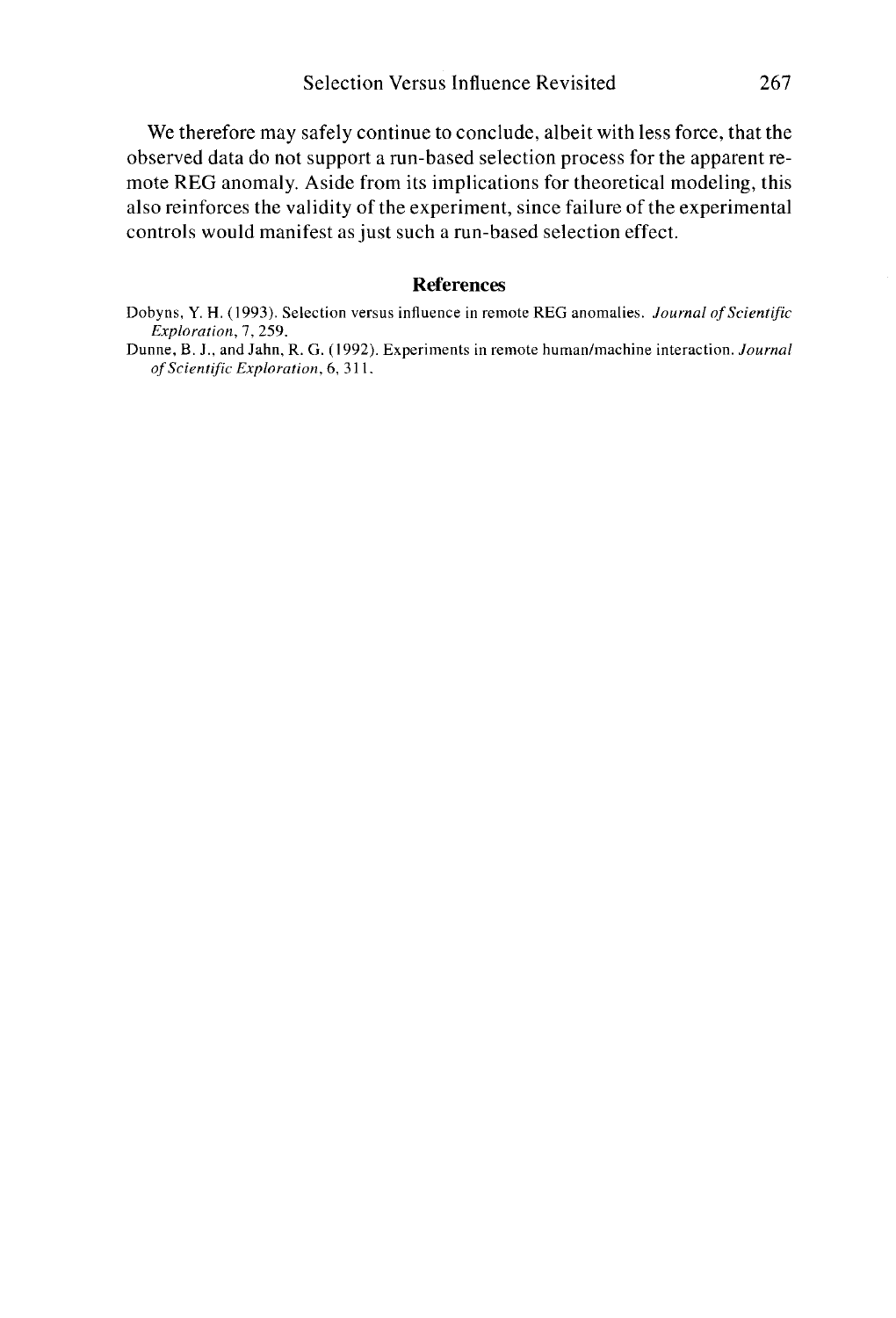We therefore may safely continue to conclude, albeit with less force, that the observed data do not support a run-based selection process for the apparent remote REG anomaly. Aside from its implications for theoretical modeling, this also reinforces the validity of the experiment, since failure of the experimental controls would manifest as just such a run-based selection effect.

## References

Dobyns, Y. H. (1993). Selection versus influence in remote REG anomalies. *Journal of Scientific Exploration*, 7, 259.

Dunne, B. J., and Jahn, R. G. (1992). Experiments in remote human/machine interaction. *Journal of Scientific Exploration*, 6, 311.